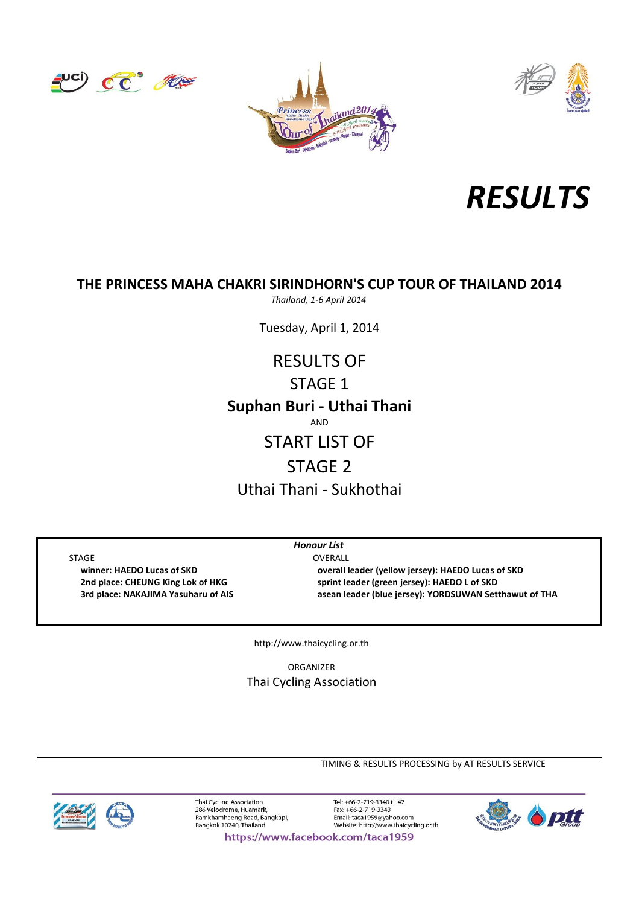# RESULTS

## THE PRINCESS MAHA CHAKRI SIRINDHORN'S CUP TOUR OF THAILAND 2014

*Thailand, 1-6 April 2014*

Tuesday, April 1, 2014

RESULTS OF

STAGE 1

**Suphan Buri - Uthai Thani**

AND

START LIST OF

STAGE 2

Uthai Thani - Sukhothai

***Honour List***

STAGE

**winner: HAEDO Lucas of SKD**
**2nd place: CHEUNG King Lok of HKG**
**3rd place: NAKAJIMA Yasuharu of AIS**

OVERALL

**overall leader (yellow jersey): HAEDO Lucas of SKD**
**sprint leader (green jersey): HAEDO L of SKD**
**asean leader (blue jersey): YORDSUWAN Setthawut of THA**

http://www.thaicycling.or.th

ORGANIZER

Thai Cycling Association

TIMING & RESULTS PROCESSING by AT RESULTS SERVICE

Thai Cycling Association
286 Velodrome, Huamark,
Ramkhamhaeng Road, Bangkapi,
Bangkok 10240, Thailand

Tel: +66-2-719-3340 til 42
Fax: +66-2-719-3343
Email: taca1959@yahoo.com
Website: http://www.thaicycling.or.th

https://www.facebook.com/taca1959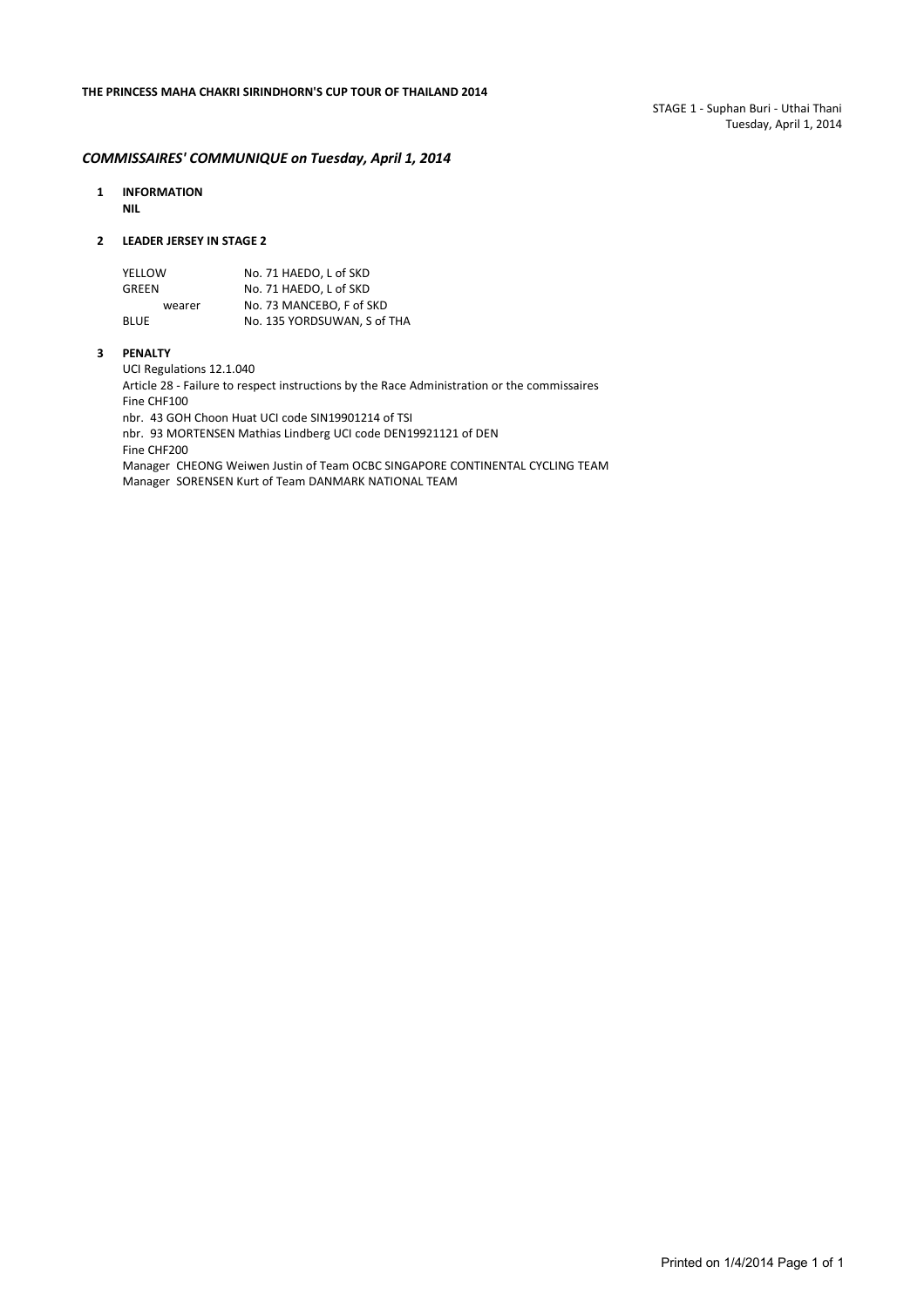**THE PRINCESS MAHA CHAKRI SIRINDHORN'S CUP TOUR OF THAILAND 2014**

STAGE 1 - Suphan Buri - Uthai Thani
Tuesday, April 1, 2014

## *COMMISSAIRES' COMMUNIQUE on Tuesday, April 1, 2014*

**1 INFORMATION**

**NIL**

**2 LEADER JERSEY IN STAGE 2**

| | |
|---|---|
| YELLOW | No. 71 HAEDO, L of SKD |
| GREEN | No. 71 HAEDO, L of SKD |
| wearer | No. 73 MANCEBO, F of SKD |
| BLUE | No. 135 YORDSUWAN, S of THA |

**3 PENALTY**

UCI Regulations 12.1.040
Article 28 - Failure to respect instructions by the Race Administration or the commissaires
Fine CHF100
nbr. 43 GOH Choon Huat UCI code SIN19901214 of TSI
nbr. 93 MORTENSEN Mathias Lindberg UCI code DEN19921121 of DEN
Fine CHF200
Manager CHEONG Weiwen Justin of Team OCBC SINGAPORE CONTINENTAL CYCLING TEAM
Manager SORENSEN Kurt of Team DANMARK NATIONAL TEAM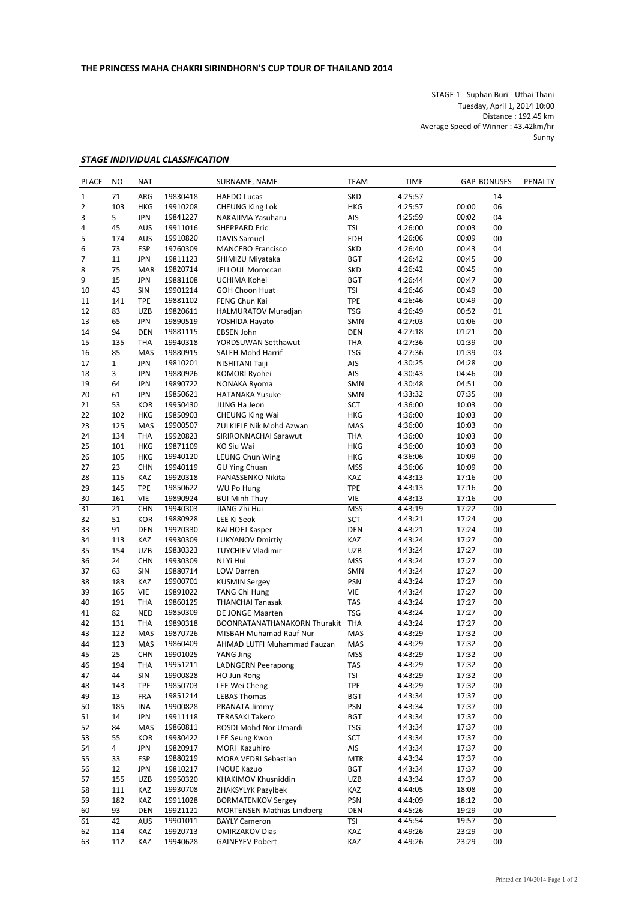## THE PRINCESS MAHA CHAKRI SIRINDHORN'S CUP TOUR OF THAILAND 2014

STAGE 1 - Suphan Buri - Uthai Thani
Tuesday, April 1, 2014 10:00
Distance : 192.45 km
Average Speed of Winner : 43.42km/hr
Sunny

### *STAGE INDIVIDUAL CLASSIFICATION*

| PLACE | NO | NAT | | SURNAME, NAME | TEAM | TIME | GAP | BONUSES | PENALTY |
|---|---|---|---|---|---|---|---|---|---|
| 1 | 71 | ARG | 19830418 | HAEDO Lucas | SKD | 4:25:57 | | 14 | |
| 2 | 103 | HKG | 19910208 | CHEUNG King Lok | HKG | 4:25:57 | 00:00 | 06 | |
| 3 | 5 | JPN | 19841227 | NAKAJIMA Yasuharu | AIS | 4:25:59 | 00:02 | 04 | |
| 4 | 45 | AUS | 19911016 | SHEPPARD Eric | TSI | 4:26:00 | 00:03 | 00 | |
| 5 | 174 | AUS | 19910820 | DAVIS Samuel | EDH | 4:26:06 | 00:09 | 00 | |
| 6 | 73 | ESP | 19760309 | MANCEBO Francisco | SKD | 4:26:40 | 00:43 | 04 | |
| 7 | 11 | JPN | 19811123 | SHIMIZU Miyataka | BGT | 4:26:42 | 00:45 | 00 | |
| 8 | 75 | MAR | 19820714 | JELLOUL Moroccan | SKD | 4:26:42 | 00:45 | 00 | |
| 9 | 15 | JPN | 19881108 | UCHIMA Kohei | BGT | 4:26:44 | 00:47 | 00 | |
| 10 | 43 | SIN | 19901214 | GOH Choon Huat | TSI | 4:26:46 | 00:49 | 00 | |
| 11 | 141 | TPE | 19881102 | FENG Chun Kai | TPE | 4:26:46 | 00:49 | 00 | |
| 12 | 83 | UZB | 19820611 | HALMURATOV Muradjan | TSG | 4:26:49 | 00:52 | 01 | |
| 13 | 65 | JPN | 19890519 | YOSHIDA Hayato | SMN | 4:27:03 | 01:06 | 00 | |
| 14 | 94 | DEN | 19881115 | EBSEN John | DEN | 4:27:18 | 01:21 | 00 | |
| 15 | 135 | THA | 19940318 | YORDSUWAN Setthawut | THA | 4:27:36 | 01:39 | 00 | |
| 16 | 85 | MAS | 19880915 | SALEH Mohd Harrif | TSG | 4:27:36 | 01:39 | 03 | |
| 17 | 1 | JPN | 19810201 | NISHITANI Taiji | AIS | 4:30:25 | 04:28 | 00 | |
| 18 | 3 | JPN | 19880926 | KOMORI Ryohei | AIS | 4:30:43 | 04:46 | 00 | |
| 19 | 64 | JPN | 19890722 | NONAKA Ryoma | SMN | 4:30:48 | 04:51 | 00 | |
| 20 | 61 | JPN | 19850621 | HATANAKA Yusuke | SMN | 4:33:32 | 07:35 | 00 | |
| 21 | 53 | KOR | 19950430 | JUNG Ha Jeon | SCT | 4:36:00 | 10:03 | 00 | |
| 22 | 102 | HKG | 19850903 | CHEUNG King Wai | HKG | 4:36:00 | 10:03 | 00 | |
| 23 | 125 | MAS | 19900507 | ZULKIFLE Nik Mohd Azwan | MAS | 4:36:00 | 10:03 | 00 | |
| 24 | 134 | THA | 19920823 | SIRIRONNACHAI Sarawut | THA | 4:36:00 | 10:03 | 00 | |
| 25 | 101 | HKG | 19871109 | KO Siu Wai | HKG | 4:36:00 | 10:03 | 00 | |
| 26 | 105 | HKG | 19940120 | LEUNG Chun Wing | HKG | 4:36:06 | 10:09 | 00 | |
| 27 | 23 | CHN | 19940119 | GU Ying Chuan | MSS | 4:36:06 | 10:09 | 00 | |
| 28 | 115 | KAZ | 19920318 | PANASSENKO Nikita | KAZ | 4:43:13 | 17:16 | 00 | |
| 29 | 145 | TPE | 19850622 | WU Po Hung | TPE | 4:43:13 | 17:16 | 00 | |
| 30 | 161 | VIE | 19890924 | BUI Minh Thuy | VIE | 4:43:13 | 17:16 | 00 | |
| 31 | 21 | CHN | 19940303 | JIANG Zhi Hui | MSS | 4:43:19 | 17:22 | 00 | |
| 32 | 51 | KOR | 19880928 | LEE Ki Seok | SCT | 4:43:21 | 17:24 | 00 | |
| 33 | 91 | DEN | 19920330 | KALHOEJ Kasper | DEN | 4:43:21 | 17:24 | 00 | |
| 34 | 113 | KAZ | 19930309 | LUKYANOV Dmirtiy | KAZ | 4:43:24 | 17:27 | 00 | |
| 35 | 154 | UZB | 19830323 | TUYCHIEV Vladimir | UZB | 4:43:24 | 17:27 | 00 | |
| 36 | 24 | CHN | 19930309 | NI Yi Hui | MSS | 4:43:24 | 17:27 | 00 | |
| 37 | 63 | SIN | 19880714 | LOW Darren | SMN | 4:43:24 | 17:27 | 00 | |
| 38 | 183 | KAZ | 19900701 | KUSMIN Sergey | PSN | 4:43:24 | 17:27 | 00 | |
| 39 | 165 | VIE | 19891022 | TANG Chi Hung | VIE | 4:43:24 | 17:27 | 00 | |
| 40 | 191 | THA | 19860125 | THANCHAI Tanasak | TAS | 4:43:24 | 17:27 | 00 | |
| 41 | 82 | NED | 19850309 | DE JONGE Maarten | TSG | 4:43:24 | 17:27 | 00 | |
| 42 | 131 | THA | 19890318 | BOONRATANATHANAKORN Thurakit | THA | 4:43:24 | 17:27 | 00 | |
| 43 | 122 | MAS | 19870726 | MISBAH Muhamad Rauf Nur | MAS | 4:43:29 | 17:32 | 00 | |
| 44 | 123 | MAS | 19860409 | AHMAD LUTFI Muhammad Fauzan | MAS | 4:43:29 | 17:32 | 00 | |
| 45 | 25 | CHN | 19901025 | YANG Jing | MSS | 4:43:29 | 17:32 | 00 | |
| 46 | 194 | THA | 19951211 | LADNGERN Peerapong | TAS | 4:43:29 | 17:32 | 00 | |
| 47 | 44 | SIN | 19900828 | HO Jun Rong | TSI | 4:43:29 | 17:32 | 00 | |
| 48 | 143 | TPE | 19850703 | LEE Wei Cheng | TPE | 4:43:29 | 17:32 | 00 | |
| 49 | 13 | FRA | 19851214 | LEBAS Thomas | BGT | 4:43:34 | 17:37 | 00 | |
| 50 | 185 | INA | 19900828 | PRANATA Jimmy | PSN | 4:43:34 | 17:37 | 00 | |
| 51 | 14 | JPN | 19911118 | TERASAKI Takero | BGT | 4:43:34 | 17:37 | 00 | |
| 52 | 84 | MAS | 19860811 | ROSDI Mohd Nor Umardi | TSG | 4:43:34 | 17:37 | 00 | |
| 53 | 55 | KOR | 19930422 | LEE Seung Kwon | SCT | 4:43:34 | 17:37 | 00 | |
| 54 | 4 | JPN | 19820917 | MORI Kazuhiro | AIS | 4:43:34 | 17:37 | 00 | |
| 55 | 33 | ESP | 19880219 | MORA VEDRI Sebastian | MTR | 4:43:34 | 17:37 | 00 | |
| 56 | 12 | JPN | 19810217 | INOUE Kazuo | BGT | 4:43:34 | 17:37 | 00 | |
| 57 | 155 | UZB | 19950320 | KHAKIMOV Khusniddin | UZB | 4:43:34 | 17:37 | 00 | |
| 58 | 111 | KAZ | 19930708 | ZHAKSYLYK Pazylbek | KAZ | 4:44:05 | 18:08 | 00 | |
| 59 | 182 | KAZ | 19911028 | BORMATENKOV Sergey | PSN | 4:44:09 | 18:12 | 00 | |
| 60 | 93 | DEN | 19921121 | MORTENSEN Mathias Lindberg | DEN | 4:45:26 | 19:29 | 00 | |
| 61 | 42 | AUS | 19901011 | BAYLY Cameron | TSI | 4:45:54 | 19:57 | 00 | |
| 62 | 114 | KAZ | 19920713 | OMIRZAKOV Dias | KAZ | 4:49:26 | 23:29 | 00 | |
| 63 | 112 | KAZ | 19940628 | GAINEYEV Pobert | KAZ | 4:49:26 | 23:29 | 00 | |

Printed on 1/4/2014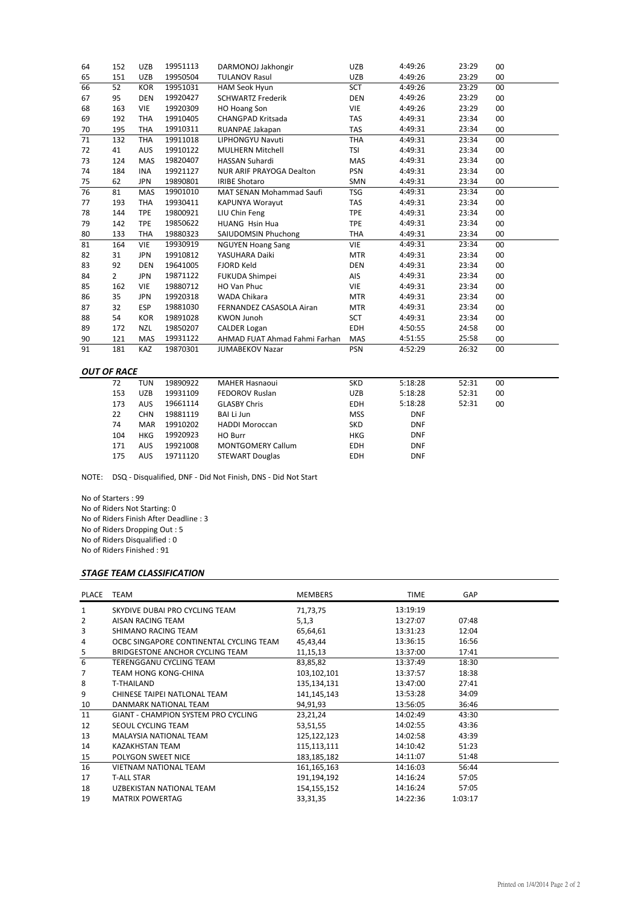| | | | | | | | | |
|---|---|---|---|---|---|---|---|---|
| 64 | 152 | UZB | 19951113 | DARMONOJ Jakhongir | UZB | 4:49:26 | 23:29 | 00 |
| 65 | 151 | UZB | 19950504 | TULANOV Rasul | UZB | 4:49:26 | 23:29 | 00 |
| 66 | 52 | KOR | 19951031 | HAM Seok Hyun | SCT | 4:49:26 | 23:29 | 00 |
| 67 | 95 | DEN | 19920427 | SCHWARTZ Frederik | DEN | 4:49:26 | 23:29 | 00 |
| 68 | 163 | VIE | 19920309 | HO Hoang Son | VIE | 4:49:26 | 23:29 | 00 |
| 69 | 192 | THA | 19910405 | CHANGPAD Kritsada | TAS | 4:49:31 | 23:34 | 00 |
| 70 | 195 | THA | 19910311 | RUANPAE Jakapan | TAS | 4:49:31 | 23:34 | 00 |
| 71 | 132 | THA | 19911018 | LIPHONGYU Navuti | THA | 4:49:31 | 23:34 | 00 |
| 72 | 41 | AUS | 19910122 | MULHERN Mitchell | TSI | 4:49:31 | 23:34 | 00 |
| 73 | 124 | MAS | 19820407 | HASSAN Suhardi | MAS | 4:49:31 | 23:34 | 00 |
| 74 | 184 | INA | 19921127 | NUR ARIF PRAYOGA Dealton | PSN | 4:49:31 | 23:34 | 00 |
| 75 | 62 | JPN | 19890801 | IRIBE Shotaro | SMN | 4:49:31 | 23:34 | 00 |
| 76 | 81 | MAS | 19901010 | MAT SENAN Mohammad Saufi | TSG | 4:49:31 | 23:34 | 00 |
| 77 | 193 | THA | 19930411 | KAPUNYA Worayut | TAS | 4:49:31 | 23:34 | 00 |
| 78 | 144 | TPE | 19800921 | LIU Chin Feng | TPE | 4:49:31 | 23:34 | 00 |
| 79 | 142 | TPE | 19850622 | HUANG Hsin Hua | TPE | 4:49:31 | 23:34 | 00 |
| 80 | 133 | THA | 19880323 | SAIUDOMSIN Phuchong | THA | 4:49:31 | 23:34 | 00 |
| 81 | 164 | VIE | 19930919 | NGUYEN Hoang Sang | VIE | 4:49:31 | 23:34 | 00 |
| 82 | 31 | JPN | 19910812 | YASUHARA Daiki | MTR | 4:49:31 | 23:34 | 00 |
| 83 | 92 | DEN | 19641005 | FJORD Keld | DEN | 4:49:31 | 23:34 | 00 |
| 84 | 2 | JPN | 19871122 | FUKUDA Shimpei | AIS | 4:49:31 | 23:34 | 00 |
| 85 | 162 | VIE | 19880712 | HO Van Phuc | VIE | 4:49:31 | 23:34 | 00 |
| 86 | 35 | JPN | 19920318 | WADA Chikara | MTR | 4:49:31 | 23:34 | 00 |
| 87 | 32 | ESP | 19881030 | FERNANDEZ CASASOLA Airan | MTR | 4:49:31 | 23:34 | 00 |
| 88 | 54 | KOR | 19891028 | KWON Junoh | SCT | 4:49:31 | 23:34 | 00 |
| 89 | 172 | NZL | 19850207 | CALDER Logan | EDH | 4:50:55 | 24:58 | 00 |
| 90 | 121 | MAS | 19931122 | AHMAD FUAT Ahmad Fahmi Farhan | MAS | 4:51:55 | 25:58 | 00 |
| 91 | 181 | KAZ | 19870301 | JUMABEKOV Nazar | PSN | 4:52:29 | 26:32 | 00 |

### *OUT OF RACE*

| | | | | | | | |
|---|---|---|---|---|---|---|---|
| 72 | TUN | 19890922 | MAHER Hasnaoui | SKD | 5:18:28 | 52:31 | 00 |
| 153 | UZB | 19931109 | FEDOROV Ruslan | UZB | 5:18:28 | 52:31 | 00 |
| 173 | AUS | 19661114 | GLASBY Chris | EDH | 5:18:28 | 52:31 | 00 |
| 22 | CHN | 19881119 | BAI Li Jun | MSS | DNF | | |
| 74 | MAR | 19910202 | HADDI Moroccan | SKD | DNF | | |
| 104 | HKG | 19920923 | HO Burr | HKG | DNF | | |
| 171 | AUS | 19921008 | MONTGOMERY Callum | EDH | DNF | | |
| 175 | AUS | 19711120 | STEWART Douglas | EDH | DNF | | |

NOTE: DSQ - Disqualified, DNF - Did Not Finish, DNS - Did Not Start

No of Starters : 99
No of Riders Not Starting: 0
No of Riders Finish After Deadline : 3
No of Riders Dropping Out : 5
No of Riders Disqualified : 0
No of Riders Finished : 91

### *STAGE TEAM CLASSIFICATION*

| PLACE | TEAM | MEMBERS | TIME | GAP |
|---|---|---|---|---|
| 1 | SKYDIVE DUBAI PRO CYCLING TEAM | 71,73,75 | 13:19:19 | |
| 2 | AISAN RACING TEAM | 5,1,3 | 13:27:07 | 07:48 |
| 3 | SHIMANO RACING TEAM | 65,64,61 | 13:31:23 | 12:04 |
| 4 | OCBC SINGAPORE CONTINENTAL CYCLING TEAM | 45,43,44 | 13:36:15 | 16:56 |
| 5 | BRIDGESTONE ANCHOR CYCLING TEAM | 11,15,13 | 13:37:00 | 17:41 |
| 6 | TERENGGANU CYCLING TEAM | 83,85,82 | 13:37:49 | 18:30 |
| 7 | TEAM HONG KONG-CHINA | 103,102,101 | 13:37:57 | 18:38 |
| 8 | T-THAILAND | 135,134,131 | 13:47:00 | 27:41 |
| 9 | CHINESE TAIPEI NATLONAL TEAM | 141,145,143 | 13:53:28 | 34:09 |
| 10 | DANMARK NATIONAL TEAM | 94,91,93 | 13:56:05 | 36:46 |
| 11 | GIANT - CHAMPION SYSTEM PRO CYCLING | 23,21,24 | 14:02:49 | 43:30 |
| 12 | SEOUL CYCLING TEAM | 53,51,55 | 14:02:55 | 43:36 |
| 13 | MALAYSIA NATIONAL TEAM | 125,122,123 | 14:02:58 | 43:39 |
| 14 | KAZAKHSTAN TEAM | 115,113,111 | 14:10:42 | 51:23 |
| 15 | POLYGON SWEET NICE | 183,185,182 | 14:11:07 | 51:48 |
| 16 | VIETNAM NATIONAL TEAM | 161,165,163 | 14:16:03 | 56:44 |
| 17 | T-ALL STAR | 191,194,192 | 14:16:24 | 57:05 |
| 18 | UZBEKISTAN NATIONAL TEAM | 154,155,152 | 14:16:24 | 57:05 |
| 19 | MATRIX POWERTAG | 33,31,35 | 14:22:36 | 1:03:17 |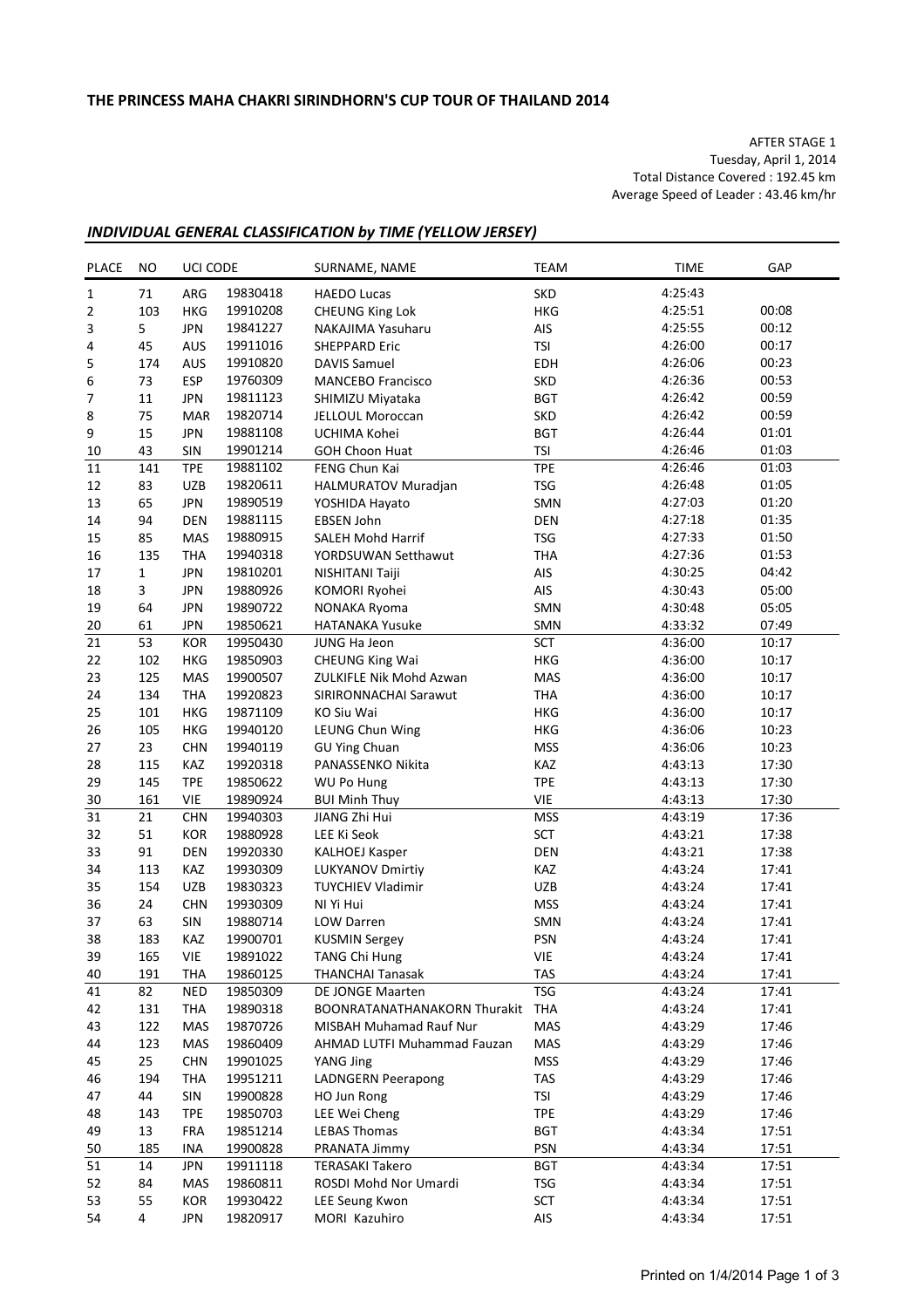**THE PRINCESS MAHA CHAKRI SIRINDHORN'S CUP TOUR OF THAILAND 2014**

AFTER STAGE 1
Tuesday, April 1, 2014
Total Distance Covered : 192.45 km
Average Speed of Leader : 43.46 km/hr

## *INDIVIDUAL GENERAL CLASSIFICATION by TIME (YELLOW JERSEY)*

| PLACE | NO | UCI CODE | | SURNAME, NAME | TEAM | TIME | GAP |
|---|---|---|---|---|---|---|---|
| 1 | 71 | ARG | 19830418 | HAEDO Lucas | SKD | 4:25:43 | |
| 2 | 103 | HKG | 19910208 | CHEUNG King Lok | HKG | 4:25:51 | 00:08 |
| 3 | 5 | JPN | 19841227 | NAKAJIMA Yasuharu | AIS | 4:25:55 | 00:12 |
| 4 | 45 | AUS | 19911016 | SHEPPARD Eric | TSI | 4:26:00 | 00:17 |
| 5 | 174 | AUS | 19910820 | DAVIS Samuel | EDH | 4:26:06 | 00:23 |
| 6 | 73 | ESP | 19760309 | MANCEBO Francisco | SKD | 4:26:36 | 00:53 |
| 7 | 11 | JPN | 19811123 | SHIMIZU Miyataka | BGT | 4:26:42 | 00:59 |
| 8 | 75 | MAR | 19820714 | JELLOUL Moroccan | SKD | 4:26:42 | 00:59 |
| 9 | 15 | JPN | 19881108 | UCHIMA Kohei | BGT | 4:26:44 | 01:01 |
| 10 | 43 | SIN | 19901214 | GOH Choon Huat | TSI | 4:26:46 | 01:03 |
| 11 | 141 | TPE | 19881102 | FENG Chun Kai | TPE | 4:26:46 | 01:03 |
| 12 | 83 | UZB | 19820611 | HALMURATOV Muradjan | TSG | 4:26:48 | 01:05 |
| 13 | 65 | JPN | 19890519 | YOSHIDA Hayato | SMN | 4:27:03 | 01:20 |
| 14 | 94 | DEN | 19881115 | EBSEN John | DEN | 4:27:18 | 01:35 |
| 15 | 85 | MAS | 19880915 | SALEH Mohd Harrif | TSG | 4:27:33 | 01:50 |
| 16 | 135 | THA | 19940318 | YORDSUWAN Setthawut | THA | 4:27:36 | 01:53 |
| 17 | 1 | JPN | 19810201 | NISHITANI Taiji | AIS | 4:30:25 | 04:42 |
| 18 | 3 | JPN | 19880926 | KOMORI Ryohei | AIS | 4:30:43 | 05:00 |
| 19 | 64 | JPN | 19890722 | NONAKA Ryoma | SMN | 4:30:48 | 05:05 |
| 20 | 61 | JPN | 19850621 | HATANAKA Yusuke | SMN | 4:33:32 | 07:49 |
| 21 | 53 | KOR | 19950430 | JUNG Ha Jeon | SCT | 4:36:00 | 10:17 |
| 22 | 102 | HKG | 19850903 | CHEUNG King Wai | HKG | 4:36:00 | 10:17 |
| 23 | 125 | MAS | 19900507 | ZULKIFLE Nik Mohd Azwan | MAS | 4:36:00 | 10:17 |
| 24 | 134 | THA | 19920823 | SIRIRONNACHAI Sarawut | THA | 4:36:00 | 10:17 |
| 25 | 101 | HKG | 19871109 | KO Siu Wai | HKG | 4:36:00 | 10:17 |
| 26 | 105 | HKG | 19940120 | LEUNG Chun Wing | HKG | 4:36:06 | 10:23 |
| 27 | 23 | CHN | 19940119 | GU Ying Chuan | MSS | 4:36:06 | 10:23 |
| 28 | 115 | KAZ | 19920318 | PANASSENKO Nikita | KAZ | 4:43:13 | 17:30 |
| 29 | 145 | TPE | 19850622 | WU Po Hung | TPE | 4:43:13 | 17:30 |
| 30 | 161 | VIE | 19890924 | BUI Minh Thuy | VIE | 4:43:13 | 17:30 |
| 31 | 21 | CHN | 19940303 | JIANG Zhi Hui | MSS | 4:43:19 | 17:36 |
| 32 | 51 | KOR | 19880928 | LEE Ki Seok | SCT | 4:43:21 | 17:38 |
| 33 | 91 | DEN | 19920330 | KALHOEJ Kasper | DEN | 4:43:21 | 17:38 |
| 34 | 113 | KAZ | 19930309 | LUKYANOV Dmirtiy | KAZ | 4:43:24 | 17:41 |
| 35 | 154 | UZB | 19830323 | TUYCHIEV Vladimir | UZB | 4:43:24 | 17:41 |
| 36 | 24 | CHN | 19930309 | NI Yi Hui | MSS | 4:43:24 | 17:41 |
| 37 | 63 | SIN | 19880714 | LOW Darren | SMN | 4:43:24 | 17:41 |
| 38 | 183 | KAZ | 19900701 | KUSMIN Sergey | PSN | 4:43:24 | 17:41 |
| 39 | 165 | VIE | 19891022 | TANG Chi Hung | VIE | 4:43:24 | 17:41 |
| 40 | 191 | THA | 19860125 | THANCHAI Tanasak | TAS | 4:43:24 | 17:41 |
| 41 | 82 | NED | 19850309 | DE JONGE Maarten | TSG | 4:43:24 | 17:41 |
| 42 | 131 | THA | 19890318 | BOONRATANATHANAKORN Thurakit | THA | 4:43:24 | 17:41 |
| 43 | 122 | MAS | 19870726 | MISBAH Muhamad Rauf Nur | MAS | 4:43:29 | 17:46 |
| 44 | 123 | MAS | 19860409 | AHMAD LUTFI Muhammad Fauzan | MAS | 4:43:29 | 17:46 |
| 45 | 25 | CHN | 19901025 | YANG Jing | MSS | 4:43:29 | 17:46 |
| 46 | 194 | THA | 19951211 | LADNGERN Peerapong | TAS | 4:43:29 | 17:46 |
| 47 | 44 | SIN | 19900828 | HO Jun Rong | TSI | 4:43:29 | 17:46 |
| 48 | 143 | TPE | 19850703 | LEE Wei Cheng | TPE | 4:43:29 | 17:46 |
| 49 | 13 | FRA | 19851214 | LEBAS Thomas | BGT | 4:43:34 | 17:51 |
| 50 | 185 | INA | 19900828 | PRANATA Jimmy | PSN | 4:43:34 | 17:51 |
| 51 | 14 | JPN | 19911118 | TERASAKI Takero | BGT | 4:43:34 | 17:51 |
| 52 | 84 | MAS | 19860811 | ROSDI Mohd Nor Umardi | TSG | 4:43:34 | 17:51 |
| 53 | 55 | KOR | 19930422 | LEE Seung Kwon | SCT | 4:43:34 | 17:51 |
| 54 | 4 | JPN | 19820917 | MORI Kazuhiro | AIS | 4:43:34 | 17:51 |

Printed on 1/4/2014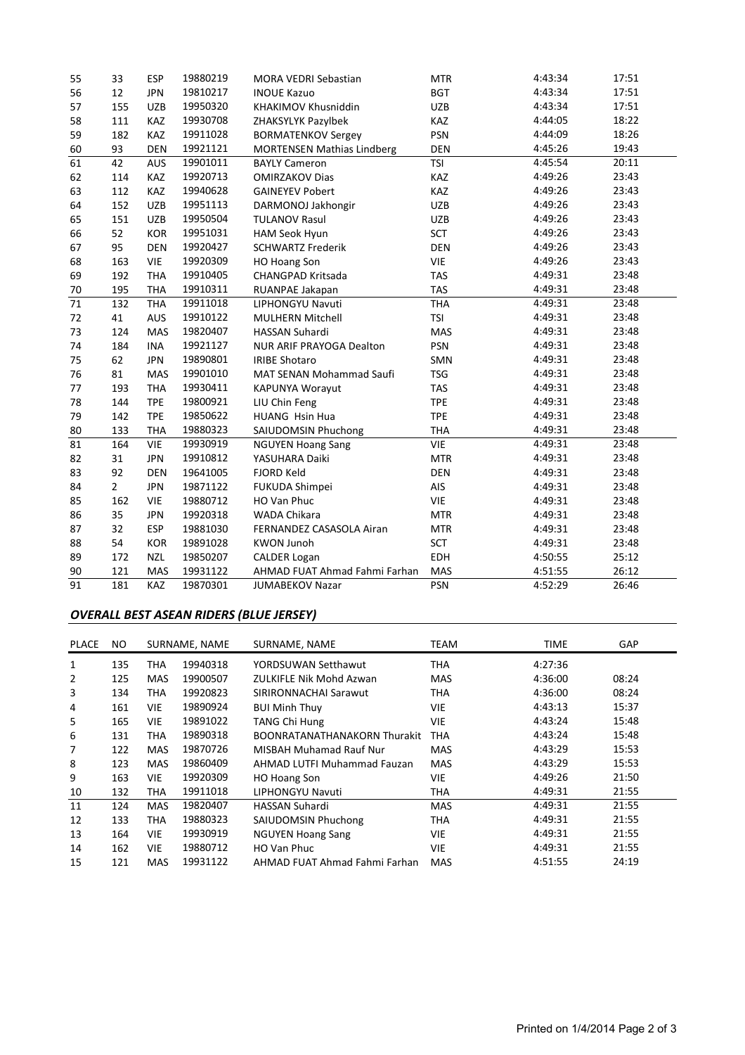| | | | | | | | |
|---|---|---|---|---|---|---|---|
| 55 | 33 | ESP | 19880219 | MORA VEDRI Sebastian | MTR | 4:43:34 | 17:51 |
| 56 | 12 | JPN | 19810217 | INOUE Kazuo | BGT | 4:43:34 | 17:51 |
| 57 | 155 | UZB | 19950320 | KHAKIMOV Khusniddin | UZB | 4:43:34 | 17:51 |
| 58 | 111 | KAZ | 19930708 | ZHAKSYLYK Pazylbek | KAZ | 4:44:05 | 18:22 |
| 59 | 182 | KAZ | 19911028 | BORMATENKOV Sergey | PSN | 4:44:09 | 18:26 |
| 60 | 93 | DEN | 19921121 | MORTENSEN Mathias Lindberg | DEN | 4:45:26 | 19:43 |
| 61 | 42 | AUS | 19901011 | BAYLY Cameron | TSI | 4:45:54 | 20:11 |
| 62 | 114 | KAZ | 19920713 | OMIRZAKOV Dias | KAZ | 4:49:26 | 23:43 |
| 63 | 112 | KAZ | 19940628 | GAINEYEV Pobert | KAZ | 4:49:26 | 23:43 |
| 64 | 152 | UZB | 19951113 | DARMONOJ Jakhongir | UZB | 4:49:26 | 23:43 |
| 65 | 151 | UZB | 19950504 | TULANOV Rasul | UZB | 4:49:26 | 23:43 |
| 66 | 52 | KOR | 19951031 | HAM Seok Hyun | SCT | 4:49:26 | 23:43 |
| 67 | 95 | DEN | 19920427 | SCHWARTZ Frederik | DEN | 4:49:26 | 23:43 |
| 68 | 163 | VIE | 19920309 | HO Hoang Son | VIE | 4:49:26 | 23:43 |
| 69 | 192 | THA | 19910405 | CHANGPAD Kritsada | TAS | 4:49:31 | 23:48 |
| 70 | 195 | THA | 19910311 | RUANPAE Jakapan | TAS | 4:49:31 | 23:48 |
| 71 | 132 | THA | 19911018 | LIPHONGYU Navuti | THA | 4:49:31 | 23:48 |
| 72 | 41 | AUS | 19910122 | MULHERN Mitchell | TSI | 4:49:31 | 23:48 |
| 73 | 124 | MAS | 19820407 | HASSAN Suhardi | MAS | 4:49:31 | 23:48 |
| 74 | 184 | INA | 19921127 | NUR ARIF PRAYOGA Dealton | PSN | 4:49:31 | 23:48 |
| 75 | 62 | JPN | 19890801 | IRIBE Shotaro | SMN | 4:49:31 | 23:48 |
| 76 | 81 | MAS | 19901010 | MAT SENAN Mohammad Saufi | TSG | 4:49:31 | 23:48 |
| 77 | 193 | THA | 19930411 | KAPUNYA Worayut | TAS | 4:49:31 | 23:48 |
| 78 | 144 | TPE | 19800921 | LIU Chin Feng | TPE | 4:49:31 | 23:48 |
| 79 | 142 | TPE | 19850622 | HUANG Hsin Hua | TPE | 4:49:31 | 23:48 |
| 80 | 133 | THA | 19880323 | SAIUDOMSIN Phuchong | THA | 4:49:31 | 23:48 |
| 81 | 164 | VIE | 19930919 | NGUYEN Hoang Sang | VIE | 4:49:31 | 23:48 |
| 82 | 31 | JPN | 19910812 | YASUHARA Daiki | MTR | 4:49:31 | 23:48 |
| 83 | 92 | DEN | 19641005 | FJORD Keld | DEN | 4:49:31 | 23:48 |
| 84 | 2 | JPN | 19871122 | FUKUDA Shimpei | AIS | 4:49:31 | 23:48 |
| 85 | 162 | VIE | 19880712 | HO Van Phuc | VIE | 4:49:31 | 23:48 |
| 86 | 35 | JPN | 19920318 | WADA Chikara | MTR | 4:49:31 | 23:48 |
| 87 | 32 | ESP | 19881030 | FERNANDEZ CASASOLA Airan | MTR | 4:49:31 | 23:48 |
| 88 | 54 | KOR | 19891028 | KWON Junoh | SCT | 4:49:31 | 23:48 |
| 89 | 172 | NZL | 19850207 | CALDER Logan | EDH | 4:50:55 | 25:12 |
| 90 | 121 | MAS | 19931122 | AHMAD FUAT Ahmad Fahmi Farhan | MAS | 4:51:55 | 26:12 |
| 91 | 181 | KAZ | 19870301 | JUMABEKOV Nazar | PSN | 4:52:29 | 26:46 |

## *OVERALL BEST ASEAN RIDERS (BLUE JERSEY)*

| PLACE | NO | | SURNAME, NAME | SURNAME, NAME | TEAM | TIME | GAP |
|---|---|---|---|---|---|---|---|
| 1 | 135 | THA | 19940318 | YORDSUWAN Setthawut | THA | 4:27:36 | |
| 2 | 125 | MAS | 19900507 | ZULKIFLE Nik Mohd Azwan | MAS | 4:36:00 | 08:24 |
| 3 | 134 | THA | 19920823 | SIRIRONNACHAI Sarawut | THA | 4:36:00 | 08:24 |
| 4 | 161 | VIE | 19890924 | BUI Minh Thuy | VIE | 4:43:13 | 15:37 |
| 5 | 165 | VIE | 19891022 | TANG Chi Hung | VIE | 4:43:24 | 15:48 |
| 6 | 131 | THA | 19890318 | BOONRATANATHANAKORN Thurakit | THA | 4:43:24 | 15:48 |
| 7 | 122 | MAS | 19870726 | MISBAH Muhamad Rauf Nur | MAS | 4:43:29 | 15:53 |
| 8 | 123 | MAS | 19860409 | AHMAD LUTFI Muhammad Fauzan | MAS | 4:43:29 | 15:53 |
| 9 | 163 | VIE | 19920309 | HO Hoang Son | VIE | 4:49:26 | 21:50 |
| 10 | 132 | THA | 19911018 | LIPHONGYU Navuti | THA | 4:49:31 | 21:55 |
| 11 | 124 | MAS | 19820407 | HASSAN Suhardi | MAS | 4:49:31 | 21:55 |
| 12 | 133 | THA | 19880323 | SAIUDOMSIN Phuchong | THA | 4:49:31 | 21:55 |
| 13 | 164 | VIE | 19930919 | NGUYEN Hoang Sang | VIE | 4:49:31 | 21:55 |
| 14 | 162 | VIE | 19880712 | HO Van Phuc | VIE | 4:49:31 | 21:55 |
| 15 | 121 | MAS | 19931122 | AHMAD FUAT Ahmad Fahmi Farhan | MAS | 4:51:55 | 24:19 |

Printed on 1/4/2014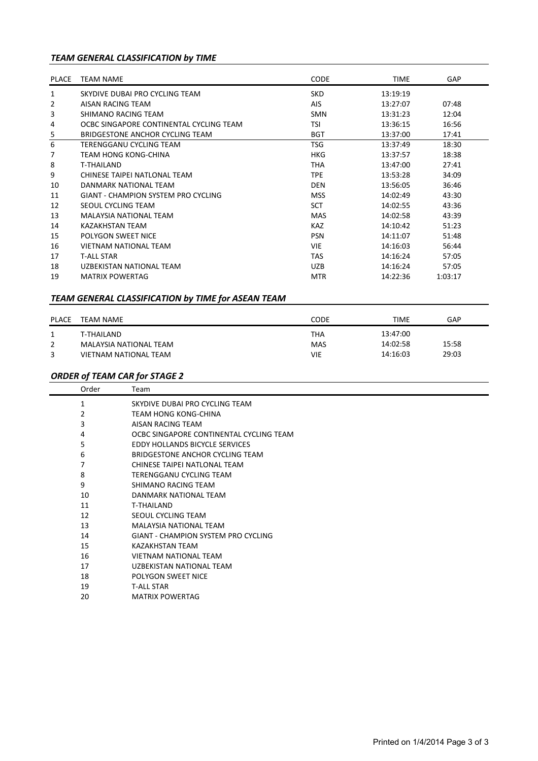### *TEAM GENERAL CLASSIFICATION by TIME*

| PLACE | TEAM NAME | CODE | TIME | GAP |
|---|---|---|---|---|
| 1 | SKYDIVE DUBAI PRO CYCLING TEAM | SKD | 13:19:19 | |
| 2 | AISAN RACING TEAM | AIS | 13:27:07 | 07:48 |
| 3 | SHIMANO RACING TEAM | SMN | 13:31:23 | 12:04 |
| 4 | OCBC SINGAPORE CONTINENTAL CYCLING TEAM | TSI | 13:36:15 | 16:56 |
| 5 | BRIDGESTONE ANCHOR CYCLING TEAM | BGT | 13:37:00 | 17:41 |
| 6 | TERENGGANU CYCLING TEAM | TSG | 13:37:49 | 18:30 |
| 7 | TEAM HONG KONG-CHINA | HKG | 13:37:57 | 18:38 |
| 8 | T-THAILAND | THA | 13:47:00 | 27:41 |
| 9 | CHINESE TAIPEI NATLONAL TEAM | TPE | 13:53:28 | 34:09 |
| 10 | DANMARK NATIONAL TEAM | DEN | 13:56:05 | 36:46 |
| 11 | GIANT - CHAMPION SYSTEM PRO CYCLING | MSS | 14:02:49 | 43:30 |
| 12 | SEOUL CYCLING TEAM | SCT | 14:02:55 | 43:36 |
| 13 | MALAYSIA NATIONAL TEAM | MAS | 14:02:58 | 43:39 |
| 14 | KAZAKHSTAN TEAM | KAZ | 14:10:42 | 51:23 |
| 15 | POLYGON SWEET NICE | PSN | 14:11:07 | 51:48 |
| 16 | VIETNAM NATIONAL TEAM | VIE | 14:16:03 | 56:44 |
| 17 | T-ALL STAR | TAS | 14:16:24 | 57:05 |
| 18 | UZBEKISTAN NATIONAL TEAM | UZB | 14:16:24 | 57:05 |
| 19 | MATRIX POWERTAG | MTR | 14:22:36 | 1:03:17 |

### *TEAM GENERAL CLASSIFICATION by TIME for ASEAN TEAM*

| PLACE | TEAM NAME | CODE | TIME | GAP |
|---|---|---|---|---|
| 1 | T-THAILAND | THA | 13:47:00 | |
| 2 | MALAYSIA NATIONAL TEAM | MAS | 14:02:58 | 15:58 |
| 3 | VIETNAM NATIONAL TEAM | VIE | 14:16:03 | 29:03 |

### *ORDER of TEAM CAR for STAGE 2*

| Order | Team |
|---|---|
| 1 | SKYDIVE DUBAI PRO CYCLING TEAM |
| 2 | TEAM HONG KONG-CHINA |
| 3 | AISAN RACING TEAM |
| 4 | OCBC SINGAPORE CONTINENTAL CYCLING TEAM |
| 5 | EDDY HOLLANDS BICYCLE SERVICES |
| 6 | BRIDGESTONE ANCHOR CYCLING TEAM |
| 7 | CHINESE TAIPEI NATLONAL TEAM |
| 8 | TERENGGANU CYCLING TEAM |
| 9 | SHIMANO RACING TEAM |
| 10 | DANMARK NATIONAL TEAM |
| 11 | T-THAILAND |
| 12 | SEOUL CYCLING TEAM |
| 13 | MALAYSIA NATIONAL TEAM |
| 14 | GIANT - CHAMPION SYSTEM PRO CYCLING |
| 15 | KAZAKHSTAN TEAM |
| 16 | VIETNAM NATIONAL TEAM |
| 17 | UZBEKISTAN NATIONAL TEAM |
| 18 | POLYGON SWEET NICE |
| 19 | T-ALL STAR |
| 20 | MATRIX POWERTAG |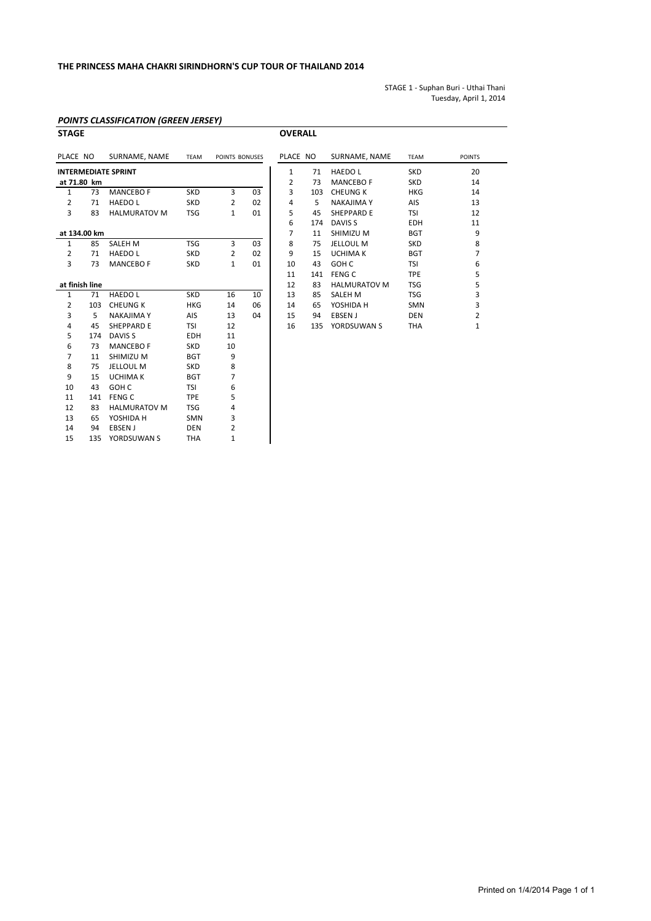**THE PRINCESS MAHA CHAKRI SIRINDHORN'S CUP TOUR OF THAILAND 2014**

STAGE 1 - Suphan Buri - Uthai Thani
Tuesday, April 1, 2014

## *POINTS CLASSIFICATION (GREEN JERSEY)*

### STAGE

| PLACE | NO | SURNAME, NAME | TEAM | POINTS | BONUSES |
|---|---|---|---|---|---|
| **INTERMEDIATE SPRINT** | | | | | |
| **at 71.80 km** | | | | | |
| 1 | 73 | MANCEBO F | SKD | 3 | 03 |
| 2 | 71 | HAEDO L | SKD | 2 | 02 |
| 3 | 83 | HALMURATOV M | TSG | 1 | 01 |
| **at 134.00 km** | | | | | |
| 1 | 85 | SALEH M | TSG | 3 | 03 |
| 2 | 71 | HAEDO L | SKD | 2 | 02 |
| 3 | 73 | MANCEBO F | SKD | 1 | 01 |
| **at finish line** | | | | | |
| 1 | 71 | HAEDO L | SKD | 16 | 10 |
| 2 | 103 | CHEUNG K | HKG | 14 | 06 |
| 3 | 5 | NAKAJIMA Y | AIS | 13 | 04 |
| 4 | 45 | SHEPPARD E | TSI | 12 | |
| 5 | 174 | DAVIS S | EDH | 11 | |
| 6 | 73 | MANCEBO F | SKD | 10 | |
| 7 | 11 | SHIMIZU M | BGT | 9 | |
| 8 | 75 | JELLOUL M | SKD | 8 | |
| 9 | 15 | UCHIMA K | BGT | 7 | |
| 10 | 43 | GOH C | TSI | 6 | |
| 11 | 141 | FENG C | TPE | 5 | |
| 12 | 83 | HALMURATOV M | TSG | 4 | |
| 13 | 65 | YOSHIDA H | SMN | 3 | |
| 14 | 94 | EBSEN J | DEN | 2 | |
| 15 | 135 | YORDSUWAN S | THA | 1 | |

### OVERALL

| PLACE | NO | SURNAME, NAME | TEAM | POINTS |
|---|---|---|---|---|
| 1 | 71 | HAEDO L | SKD | 20 |
| 2 | 73 | MANCEBO F | SKD | 14 |
| 3 | 103 | CHEUNG K | HKG | 14 |
| 4 | 5 | NAKAJIMA Y | AIS | 13 |
| 5 | 45 | SHEPPARD E | TSI | 12 |
| 6 | 174 | DAVIS S | EDH | 11 |
| 7 | 11 | SHIMIZU M | BGT | 9 |
| 8 | 75 | JELLOUL M | SKD | 8 |
| 9 | 15 | UCHIMA K | BGT | 7 |
| 10 | 43 | GOH C | TSI | 6 |
| 11 | 141 | FENG C | TPE | 5 |
| 12 | 83 | HALMURATOV M | TSG | 5 |
| 13 | 85 | SALEH M | TSG | 3 |
| 14 | 65 | YOSHIDA H | SMN | 3 |
| 15 | 94 | EBSEN J | DEN | 2 |
| 16 | 135 | YORDSUWAN S | THA | 1 |

Printed on 1/4/2014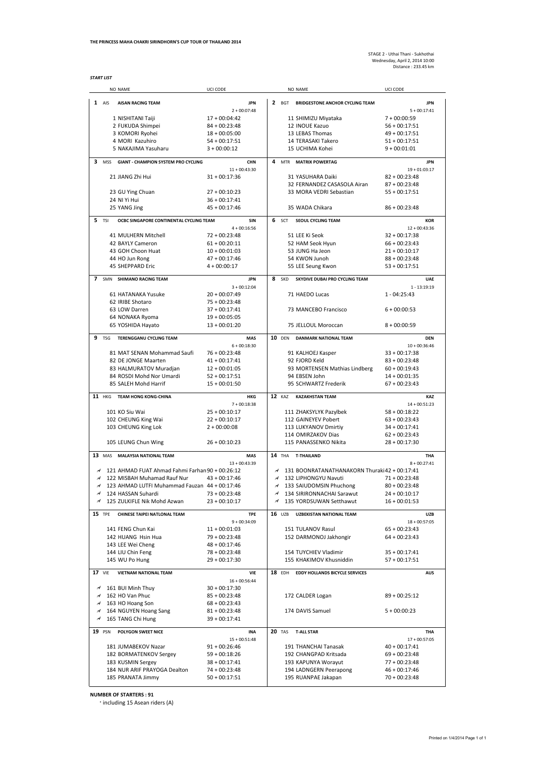**THE PRINCESS MAHA CHAKRI SIRINDHORN'S CUP TOUR OF THAILAND 2014**

STAGE 2 - Uthai Thani - Sukhothai
Wednesday, April 2, 2014 10:00
Distance : 233.45 km

***START LIST***

| NO | NAME | UCI CODE | NO | NAME | UCI CODE |
|---|---|---|---|---|---|
| **1** AIS | **AISAN RACING TEAM** | **JPN** | **2** BGT | **BRIDGESTONE ANCHOR CYCLING TEAM** | **JPN** |
| | | 2 + 00:07:48 | | | 5 + 00:17:41 |
| 1 | NISHITANI Taiji | 17 + 00:04:42 | 11 | SHIMIZU Miyataka | 7 + 00:00:59 |
| 2 | FUKUDA Shimpei | 84 + 00:23:48 | 12 | INOUE Kazuo | 56 + 00:17:51 |
| 3 | KOMORI Ryohei | 18 + 00:05:00 | 13 | LEBAS Thomas | 49 + 00:17:51 |
| 4 | MORI Kazuhiro | 54 + 00:17:51 | 14 | TERASAKI Takero | 51 + 00:17:51 |
| 5 | NAKAJIMA Yasuharu | 3 + 00:00:12 | 15 | UCHIMA Kohei | 9 + 00:01:01 |
| **3** MSS | **GIANT - CHAMPION SYSTEM PRO CYCLING** | **CHN** | **4** MTR | **MATRIX POWERTAG** | **JPN** |
| | | 11 + 00:43:30 | | | 19 + 01:03:17 |
| 21 | JIANG Zhi Hui | 31 + 00:17:36 | 31 | YASUHARA Daiki | 82 + 00:23:48 |
| | | | 32 | FERNANDEZ CASASOLA Airan | 87 + 00:23:48 |
| 23 | GU Ying Chuan | 27 + 00:10:23 | 33 | MORA VEDRI Sebastian | 55 + 00:17:51 |
| 24 | NI Yi Hui | 36 + 00:17:41 | | | |
| 25 | YANG Jing | 45 + 00:17:46 | 35 | WADA Chikara | 86 + 00:23:48 |
| **5** TSI | **OCBC SINGAPORE CONTINENTAL CYCLING TEAM** | **SIN** | **6** SCT | **SEOUL CYCLING TEAM** | **KOR** |
| | | 4 + 00:16:56 | | | 12 + 00:43:36 |
| 41 | MULHERN Mitchell | 72 + 00:23:48 | 51 | LEE Ki Seok | 32 + 00:17:38 |
| 42 | BAYLY Cameron | 61 + 00:20:11 | 52 | HAM Seok Hyun | 66 + 00:23:43 |
| 43 | GOH Choon Huat | 10 + 00:01:03 | 53 | JUNG Ha Jeon | 21 + 00:10:17 |
| 44 | HO Jun Rong | 47 + 00:17:46 | 54 | KWON Junoh | 88 + 00:23:48 |
| 45 | SHEPPARD Eric | 4 + 00:00:17 | 55 | LEE Seung Kwon | 53 + 00:17:51 |
| **7** SMN | **SHIMANO RACING TEAM** | **JPN** | **8** SKD | **SKYDIVE DUBAI PRO CYCLING TEAM** | **UAE** |
| | | 3 + 00:12:04 | | | 1 - 13:19:19 |
| 61 | HATANAKA Yusuke | 20 + 00:07:49 | 71 | HAEDO Lucas | 1 - 04:25:43 |
| 62 | IRIBE Shotaro | 75 + 00:23:48 | | | |
| 63 | LOW Darren | 37 + 00:17:41 | 73 | MANCEBO Francisco | 6 + 00:00:53 |
| 64 | NONAKA Ryoma | 19 + 00:05:05 | | | |
| 65 | YOSHIDA Hayato | 13 + 00:01:20 | 75 | JELLOUL Moroccan | 8 + 00:00:59 |
| **9** TSG | **TERENGGANU CYCLING TEAM** | **MAS** | **10** DEN | **DANMARK NATIONAL TEAM** | **DEN** |
| | | 6 + 00:18:30 | | | 10 + 00:36:46 |
| 81 | MAT SENAN Mohammad Saufi | 76 + 00:23:48 | 91 | KALHOEJ Kasper | 33 + 00:17:38 |
| 82 | DE JONGE Maarten | 41 + 00:17:41 | 92 | FJORD Keld | 83 + 00:23:48 |
| 83 | HALMURATOV Muradjan | 12 + 00:01:05 | 93 | MORTENSEN Mathias Lindberg | 60 + 00:19:43 |
| 84 | ROSDI Mohd Nor Umardi | 52 + 00:17:51 | 94 | EBSEN John | 14 + 00:01:35 |
| 85 | SALEH Mohd Harrif | 15 + 00:01:50 | 95 | SCHWARTZ Frederik | 67 + 00:23:43 |
| **11** HKG | **TEAM HONG KONG-CHINA** | **HKG** | **12** KAZ | **KAZAKHSTAN TEAM** | **KAZ** |
| | | 7 + 00:18:38 | | | 14 + 00:51:23 |
| 101 | KO Siu Wai | 25 + 00:10:17 | 111 | ZHAKSYLYK Pazylbek | 58 + 00:18:22 |
| 102 | CHEUNG King Wai | 22 + 00:10:17 | 112 | GAINEYEV Pobert | 63 + 00:23:43 |
| 103 | CHEUNG King Lok | 2 + 00:00:08 | 113 | LUKYANOV Dmirtiy | 34 + 00:17:41 |
| | | | 114 | OMIRZAKOV Dias | 62 + 00:23:43 |
| 105 | LEUNG Chun Wing | 26 + 00:10:23 | 115 | PANASSENKO Nikita | 28 + 00:17:30 |
| **13** MAS | **MALAYSIA NATIONAL TEAM** | **MAS** | **14** THA | **T-THAILAND** | **THA** |
| | | 13 + 00:43:39 | | | 8 + 00:27:41 |
| A 121 | AHMAD FUAT Ahmad Fahmi Farhan | 90 + 00:26:12 | A 131 | BOONRATANATHANAKORN Thuraki | 42 + 00:17:41 |
| A 122 | MISBAH Muhamad Rauf Nur | 43 + 00:17:46 | A 132 | LIPHONGYU Navuti | 71 + 00:23:48 |
| A 123 | AHMAD LUTFI Muhammad Fauzan | 44 + 00:17:46 | A 133 | SAIUDOMSIN Phuchong | 80 + 00:23:48 |
| A 124 | HASSAN Suhardi | 73 + 00:23:48 | A 134 | SIRIRONNACHAI Sarawut | 24 + 00:10:17 |
| A 125 | ZULKIFLE Nik Mohd Azwan | 23 + 00:10:17 | A 135 | YORDSUWAN Setthawut | 16 + 00:01:53 |
| **15** TPE | **CHINESE TAIPEI NATLONAL TEAM** | **TPE** | **16** UZB | **UZBEKISTAN NATIONAL TEAM** | **UZB** |
| | | 9 + 00:34:09 | | | 18 + 00:57:05 |
| 141 | FENG Chun Kai | 11 + 00:01:03 | 151 | TULANOV Rasul | 65 + 00:23:43 |
| 142 | HUANG Hsin Hua | 79 + 00:23:48 | 152 | DARMONOJ Jakhongir | 64 + 00:23:43 |
| 143 | LEE Wei Cheng | 48 + 00:17:46 | | | |
| 144 | LIU Chin Feng | 78 + 00:23:48 | 154 | TUYCHIEV Vladimir | 35 + 00:17:41 |
| 145 | WU Po Hung | 29 + 00:17:30 | 155 | KHAKIMOV Khusniddin | 57 + 00:17:51 |
| **17** VIE | **VIETNAM NATIONAL TEAM** | **VIE** | **18** EDH | **EDDY HOLLANDS BICYCLE SERVICES** | **AUS** |
| | | 16 + 00:56:44 | | | |
| A 161 | BUI Minh Thuy | 30 + 00:17:30 | | | |
| A 162 | HO Van Phuc | 85 + 00:23:48 | 172 | CALDER Logan | 89 + 00:25:12 |
| A 163 | HO Hoang Son | 68 + 00:23:43 | | | |
| A 164 | NGUYEN Hoang Sang | 81 + 00:23:48 | 174 | DAVIS Samuel | 5 + 00:00:23 |
| A 165 | TANG Chi Hung | 39 + 00:17:41 | | | |
| **19** PSN | **POLYGON SWEET NICE** | **INA** | **20** TAS | **T-ALL STAR** | **THA** |
| | | 15 + 00:51:48 | | | 17 + 00:57:05 |
| 181 | JUMABEKOV Nazar | 91 + 00:26:46 | 191 | THANCHAI Tanasak | 40 + 00:17:41 |
| 182 | BORMATENKOV Sergey | 59 + 00:18:26 | 192 | CHANGPAD Kritsada | 69 + 00:23:48 |
| 183 | KUSMIN Sergey | 38 + 00:17:41 | 193 | KAPUNYA Worayut | 77 + 00:23:48 |
| 184 | NUR ARIF PRAYOGA Dealton | 74 + 00:23:48 | 194 | LADNGERN Peerapong | 46 + 00:17:46 |
| 185 | PRANATA Jimmy | 50 + 00:17:51 | 195 | RUANPAE Jakapan | 70 + 00:23:48 |

**NUMBER OF STARTERS : 91**

* including 15 Asean riders (A)